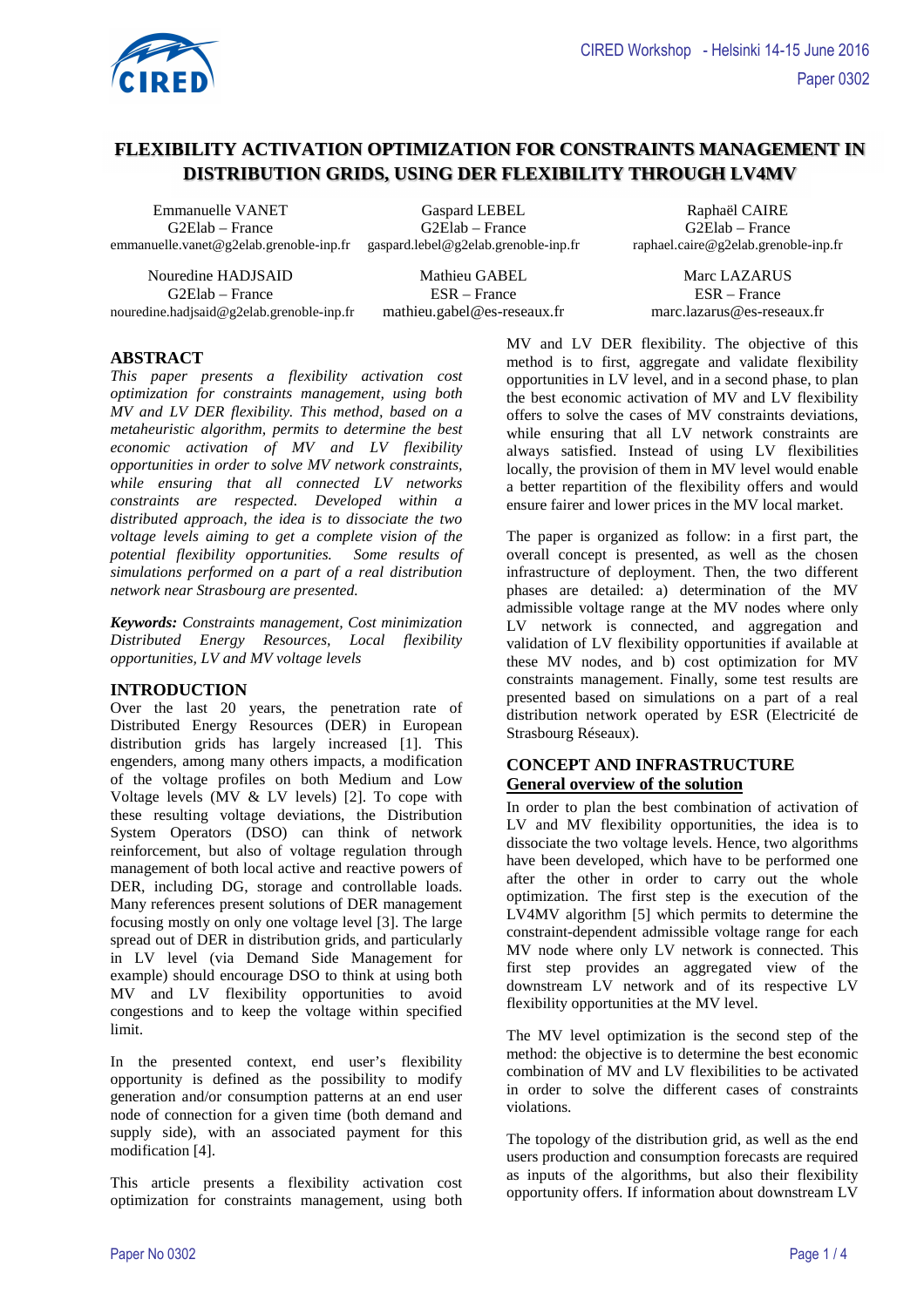# FLEXIBILITY ACTIVATION OPTIMIZATION FOR CONSTRAINTS MANAGEMENT IN DISTRIBUTION GRIDS, USING DER FLEXIBILITY THROUGH LV4MV

Emmanuelle VANET
G2Elab – France
emmanuelle.vanet@g2elab.grenoble-inp.fr

Gaspard LEBEL
G2Elab – France
gaspard.lebel@g2elab.grenoble-inp.fr

Raphaël CAIRE
G2Elab – France
raphael.caire@g2elab.grenoble-inp.fr

Nouredine HADJSAID
G2Elab – France
nouredine.hadjsaid@g2elab.grenoble-inp.fr

Mathieu GABEL
ESR – France
mathieu.gabel@es-reseaux.fr

Marc LAZARUS
ESR – France
marc.lazarus@es-reseaux.fr

## ABSTRACT

*This paper presents a flexibility activation cost optimization for constraints management, using both MV and LV DER flexibility. This method, based on a metaheuristic algorithm, permits to determine the best economic activation of MV and LV flexibility opportunities in order to solve MV network constraints, while ensuring that all connected LV networks constraints are respected. Developed within a distributed approach, the idea is to dissociate the two voltage levels aiming to get a complete vision of the potential flexibility opportunities. Some results of simulations performed on a part of a real distribution network near Strasbourg are presented.*

***Keywords:*** *Constraints management, Cost minimization Distributed Energy Resources, Local flexibility opportunities, LV and MV voltage levels*

## INTRODUCTION

Over the last 20 years, the penetration rate of Distributed Energy Resources (DER) in European distribution grids has largely increased [1]. This engenders, among many others impacts, a modification of the voltage profiles on both Medium and Low Voltage levels (MV & LV levels) [2]. To cope with these resulting voltage deviations, the Distribution System Operators (DSO) can think of network reinforcement, but also of voltage regulation through management of both local active and reactive powers of DER, including DG, storage and controllable loads. Many references present solutions of DER management focusing mostly on only one voltage level [3]. The large spread out of DER in distribution grids, and particularly in LV level (via Demand Side Management for example) should encourage DSO to think at using both MV and LV flexibility opportunities to avoid congestions and to keep the voltage within specified limit.

In the presented context, end user's flexibility opportunity is defined as the possibility to modify generation and/or consumption patterns at an end user node of connection for a given time (both demand and supply side), with an associated payment for this modification [4].

This article presents a flexibility activation cost optimization for constraints management, using both MV and LV DER flexibility. The objective of this method is to first, aggregate and validate flexibility opportunities in LV level, and in a second phase, to plan the best economic activation of MV and LV flexibility offers to solve the cases of MV constraints deviations, while ensuring that all LV network constraints are always satisfied. Instead of using LV flexibilities locally, the provision of them in MV level would enable a better repartition of the flexibility offers and would ensure fairer and lower prices in the MV local market.

The paper is organized as follow: in a first part, the overall concept is presented, as well as the chosen infrastructure of deployment. Then, the two different phases are detailed: a) determination of the MV admissible voltage range at the MV nodes where only LV network is connected, and aggregation and validation of LV flexibility opportunities if available at these MV nodes, and b) cost optimization for MV constraints management. Finally, some test results are presented based on simulations on a part of a real distribution network operated by ESR (Electricité de Strasbourg Réseaux).

## CONCEPT AND INFRASTRUCTURE

### General overview of the solution

In order to plan the best combination of activation of LV and MV flexibility opportunities, the idea is to dissociate the two voltage levels. Hence, two algorithms have been developed, which have to be performed one after the other in order to carry out the whole optimization. The first step is the execution of the LV4MV algorithm [5] which permits to determine the constraint-dependent admissible voltage range for each MV node where only LV network is connected. This first step provides an aggregated view of the downstream LV network and of its respective LV flexibility opportunities at the MV level.

The MV level optimization is the second step of the method: the objective is to determine the best economic combination of MV and LV flexibilities to be activated in order to solve the different cases of constraints violations.

The topology of the distribution grid, as well as the end users production and consumption forecasts are required as inputs of the algorithms, but also their flexibility opportunity offers. If information about downstream LV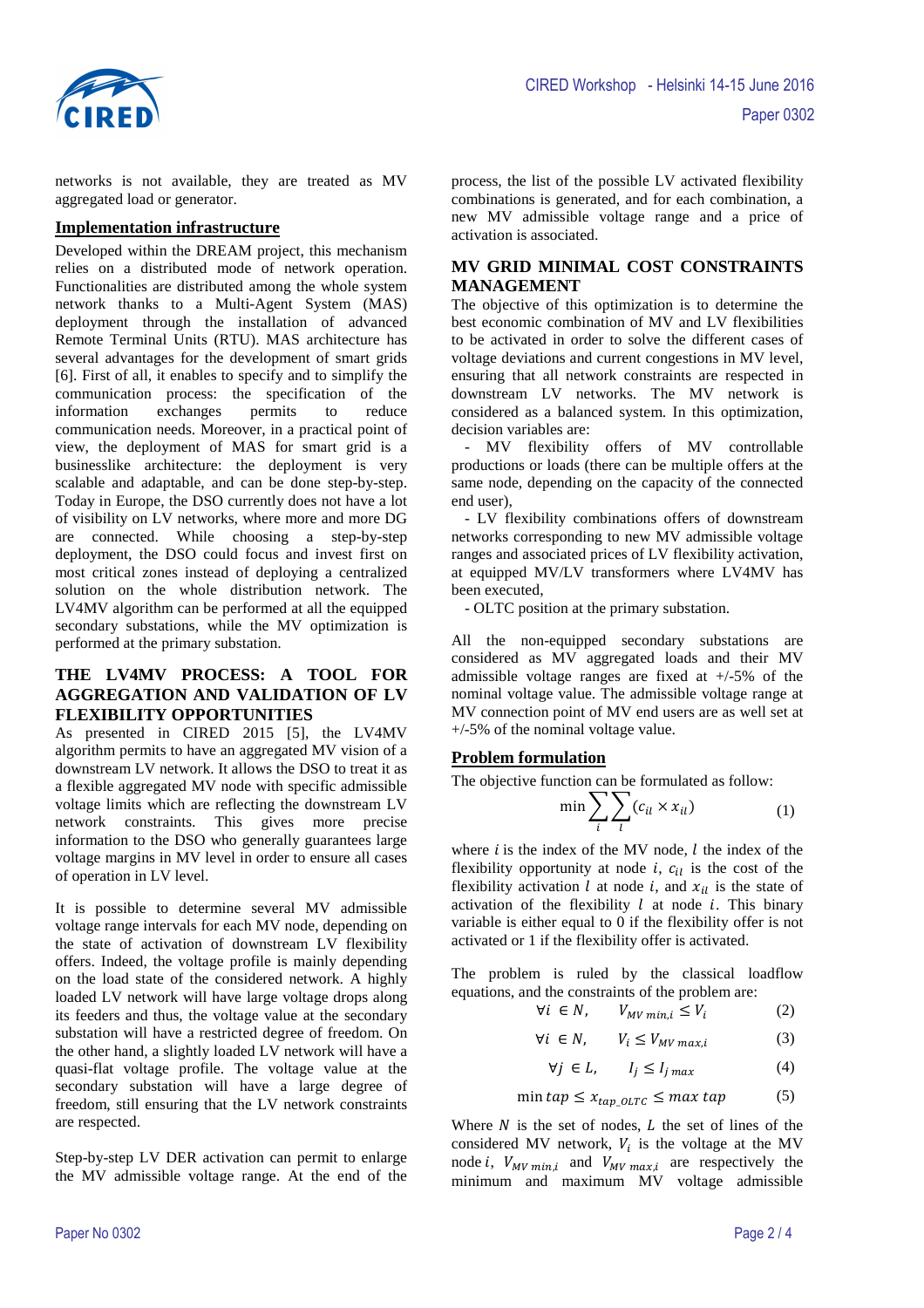networks is not available, they are treated as MV aggregated load or generator.

### Implementation infrastructure

Developed within the DREAM project, this mechanism relies on a distributed mode of network operation. Functionalities are distributed among the whole system network thanks to a Multi-Agent System (MAS) deployment through the installation of advanced Remote Terminal Units (RTU). MAS architecture has several advantages for the development of smart grids [6]. First of all, it enables to specify and to simplify the communication process: the specification of the information exchanges permits to reduce communication needs. Moreover, in a practical point of view, the deployment of MAS for smart grid is a businesslike architecture: the deployment is very scalable and adaptable, and can be done step-by-step. Today in Europe, the DSO currently does not have a lot of visibility on LV networks, where more and more DG are connected. While choosing a step-by-step deployment, the DSO could focus and invest first on most critical zones instead of deploying a centralized solution on the whole distribution network. The LV4MV algorithm can be performed at all the equipped secondary substations, while the MV optimization is performed at the primary substation.

## THE LV4MV PROCESS: A TOOL FOR AGGREGATION AND VALIDATION OF LV FLEXIBILITY OPPORTUNITIES

As presented in CIRED 2015 [5], the LV4MV algorithm permits to have an aggregated MV vision of a downstream LV network. It allows the DSO to treat it as a flexible aggregated MV node with specific admissible voltage limits which are reflecting the downstream LV network constraints. This gives more precise information to the DSO who generally guarantees large voltage margins in MV level in order to ensure all cases of operation in LV level.

It is possible to determine several MV admissible voltage range intervals for each MV node, depending on the state of activation of downstream LV flexibility offers. Indeed, the voltage profile is mainly depending on the load state of the considered network. A highly loaded LV network will have large voltage drops along its feeders and thus, the voltage value at the secondary substation will have a restricted degree of freedom. On the other hand, a slightly loaded LV network will have a quasi-flat voltage profile. The voltage value at the secondary substation will have a large degree of freedom, still ensuring that the LV network constraints are respected.

Step-by-step LV DER activation can permit to enlarge the MV admissible voltage range. At the end of the process, the list of the possible LV activated flexibility combinations is generated, and for each combination, a new MV admissible voltage range and a price of activation is associated.

## MV GRID MINIMAL COST CONSTRAINTS MANAGEMENT

The objective of this optimization is to determine the best economic combination of MV and LV flexibilities to be activated in order to solve the different cases of voltage deviations and current congestions in MV level, ensuring that all network constraints are respected in downstream LV networks. The MV network is considered as a balanced system. In this optimization, decision variables are:

- MV flexibility offers of MV controllable productions or loads (there can be multiple offers at the same node, depending on the capacity of the connected end user),
- LV flexibility combinations offers of downstream networks corresponding to new MV admissible voltage ranges and associated prices of LV flexibility activation, at equipped MV/LV transformers where LV4MV has been executed,
- OLTC position at the primary substation.

All the non-equipped secondary substations are considered as MV aggregated loads and their MV admissible voltage ranges are fixed at +/-5% of the nominal voltage value. The admissible voltage range at MV connection point of MV end users are as well set at +/-5% of the nominal voltage value.

### Problem formulation

The objective function can be formulated as follow:

$$\min \sum_{i} \sum_{l} (c_{il} \times x_{il}) \qquad (1)$$

where $i$ is the index of the MV node, $l$ the index of the flexibility opportunity at node $i$, $c_{il}$ is the cost of the flexibility activation $l$ at node $i$, and $x_{il}$ is the state of activation of the flexibility $l$ at node $i$. This binary variable is either equal to 0 if the flexibility offer is not activated or 1 if the flexibility offer is activated.

The problem is ruled by the classical loadflow equations, and the constraints of the problem are:

$$\forall i \in N, \quad V_{MV\,min,i} \leq V_i \qquad (2)$$

$$\forall i \in N, \quad V_i \leq V_{MV\,max,i} \qquad (3)$$

$$\forall j \in L, \quad I_j \leq I_{j\,max} \qquad (4)$$

$$\min tap \leq x_{tap\_OLTC} \leq \max tap \qquad (5)$$

Where $N$ is the set of nodes, $L$ the set of lines of the considered MV network, $V_i$ is the voltage at the MV node $i$, $V_{MV\,min,i}$ and $V_{MV\,max,i}$ are respectively the minimum and maximum MV voltage admissible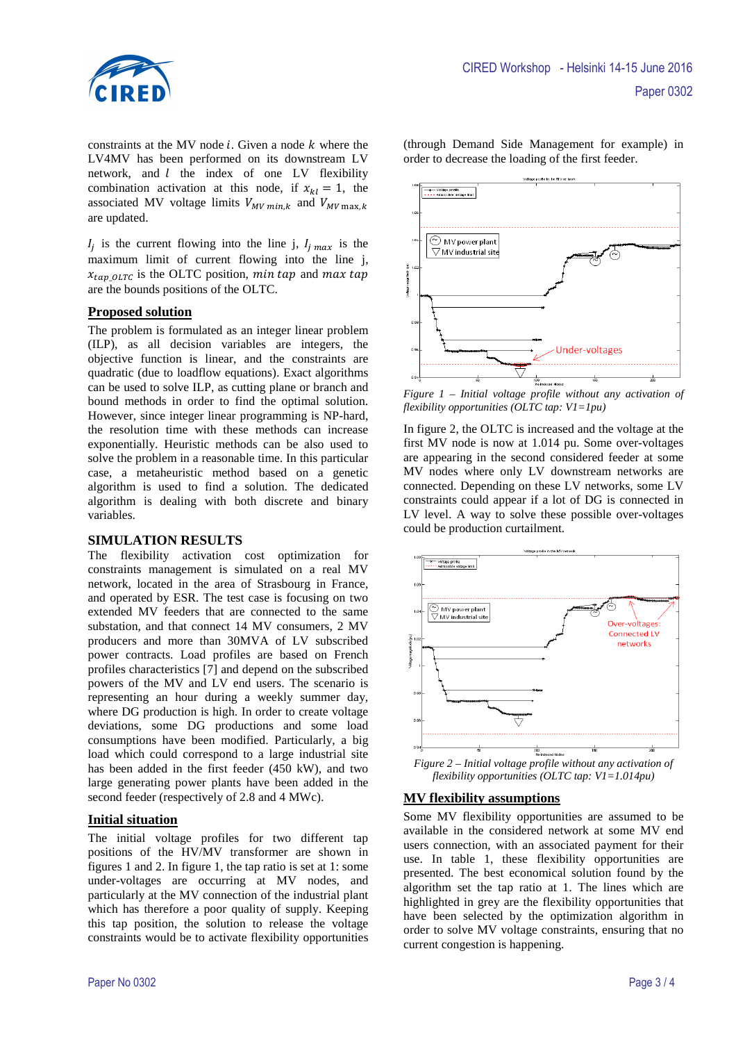constraints at the MV node $i$. Given a node $k$ where the LV4MV has been performed on its downstream LV network, and $l$ the index of one LV flexibility combination activation at this node, if $x_{kl} = 1$, the associated MV voltage limits $V_{MV\,min,k}$ and $V_{MV\,\max,k}$ are updated.

$I_j$ is the current flowing into the line j, $I_{j\,max}$ is the maximum limit of current flowing into the line j, $x_{tap\_OLTC}$ is the OLTC position, $min\,tap$ and $max\,tap$ are the bounds positions of the OLTC.

## Proposed solution

The problem is formulated as an integer linear problem (ILP), as all decision variables are integers, the objective function is linear, and the constraints are quadratic (due to loadflow equations). Exact algorithms can be used to solve ILP, as cutting plane or branch and bound methods in order to find the optimal solution. However, since integer linear programming is NP-hard, the resolution time with these methods can increase exponentially. Heuristic methods can be also used to solve the problem in a reasonable time. In this particular case, a metaheuristic method based on a genetic algorithm is used to find a solution. The dedicated algorithm is dealing with both discrete and binary variables.

# SIMULATION RESULTS

The flexibility activation cost optimization for constraints management is simulated on a real MV network, located in the area of Strasbourg in France, and operated by ESR. The test case is focusing on two extended MV feeders that are connected to the same substation, and that connect 14 MV consumers, 2 MV producers and more than 30MVA of LV subscribed power contracts. Load profiles are based on French profiles characteristics [7] and depend on the subscribed powers of the MV and LV end users. The scenario is representing an hour during a weekly summer day, where DG production is high. In order to create voltage deviations, some DG productions and some load consumptions have been modified. Particularly, a big load which could correspond to a large industrial site has been added in the first feeder (450 kW), and two large generating power plants have been added in the second feeder (respectively of 2.8 and 4 MWc).

## Initial situation

The initial voltage profiles for two different tap positions of the HV/MV transformer are shown in figures 1 and 2. In figure 1, the tap ratio is set at 1: some under-voltages are occurring at MV nodes, and particularly at the MV connection of the industrial plant which has therefore a poor quality of supply. Keeping this tap position, the solution to release the voltage constraints would be to activate flexibility opportunities (through Demand Side Management for example) in order to decrease the loading of the first feeder.

*Figure 1 – Initial voltage profile without any activation of flexibility opportunities (OLTC tap: V1=1pu)*

In figure 2, the OLTC is increased and the voltage at the first MV node is now at 1.014 pu. Some over-voltages are appearing in the second considered feeder at some MV nodes where only LV downstream networks are connected. Depending on these LV networks, some LV constraints could appear if a lot of DG is connected in LV level. A way to solve these possible over-voltages could be production curtailment.

*Figure 2 – Initial voltage profile without any activation of flexibility opportunities (OLTC tap: V1=1.014pu)*

## MV flexibility assumptions

Some MV flexibility opportunities are assumed to be available in the considered network at some MV end users connection, with an associated payment for their use. In table 1, these flexibility opportunities are presented. The best economical solution found by the algorithm set the tap ratio at 1. The lines which are highlighted in grey are the flexibility opportunities that have been selected by the optimization algorithm in order to solve MV voltage constraints, ensuring that no current congestion is happening.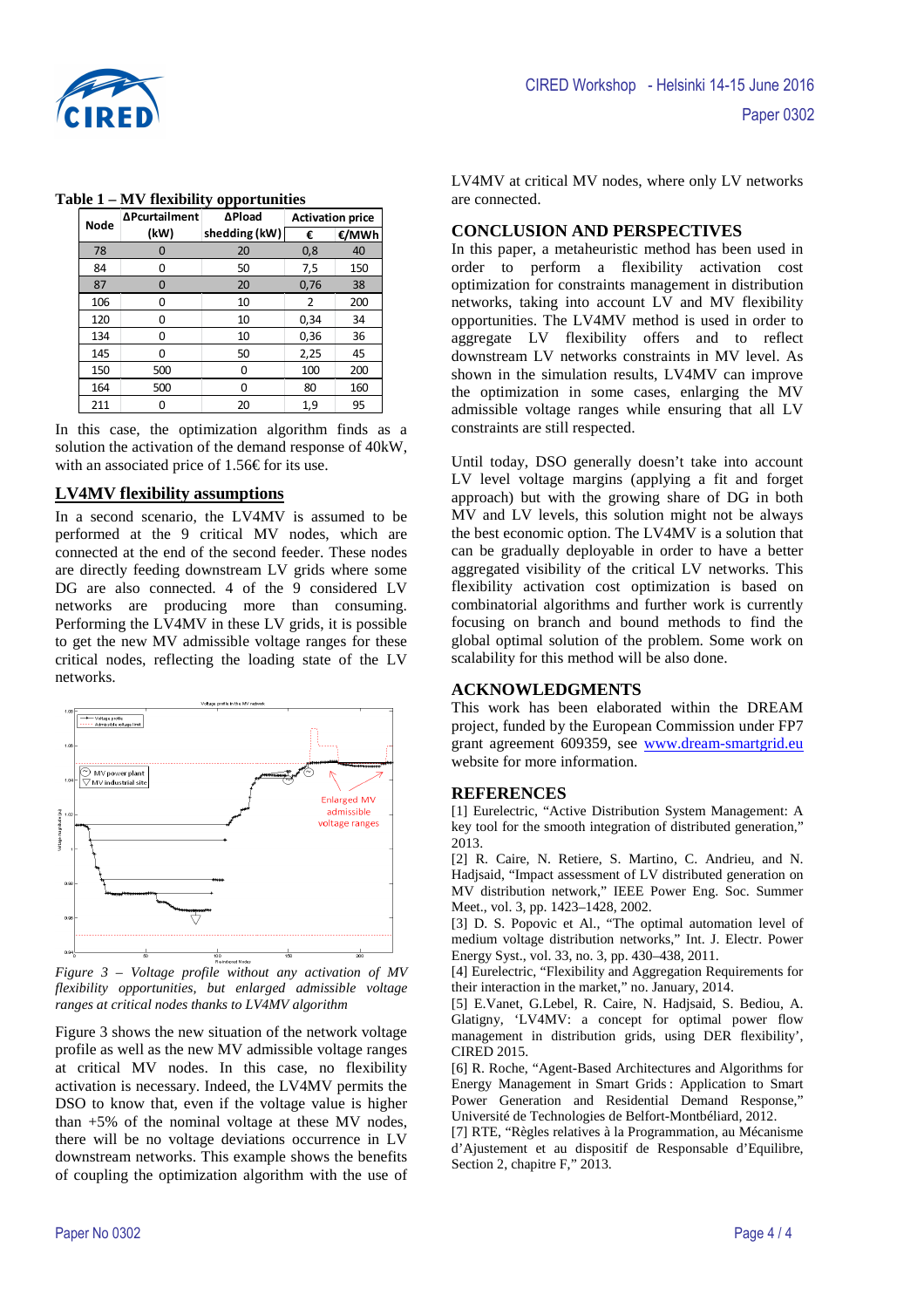**Table 1 – MV flexibility opportunities**

| Node | ΔPcurtailment (kW) | ΔPload shedding (kW) | Activation price | |
|---|---|---|---|---|
| | | | € | €/MWh |
| 78 | 0 | 20 | 0,8 | 40 |
| 84 | 0 | 50 | 7,5 | 150 |
| 87 | 0 | 20 | 0,76 | 38 |
| 106 | 0 | 10 | 2 | 200 |
| 120 | 0 | 10 | 0,34 | 34 |
| 134 | 0 | 10 | 0,36 | 36 |
| 145 | 0 | 50 | 2,25 | 45 |
| 150 | 500 | 0 | 100 | 200 |
| 164 | 500 | 0 | 80 | 160 |
| 211 | 0 | 20 | 1,9 | 95 |

In this case, the optimization algorithm finds as a solution the activation of the demand response of 40kW, with an associated price of 1.56€ for its use.

## LV4MV flexibility assumptions

In a second scenario, the LV4MV is assumed to be performed at the 9 critical MV nodes, which are connected at the end of the second feeder. These nodes are directly feeding downstream LV grids where some DG are also connected. 4 of the 9 considered LV networks are producing more than consuming. Performing the LV4MV in these LV grids, it is possible to get the new MV admissible voltage ranges for these critical nodes, reflecting the loading state of the LV networks.

Voltage profile in the MV network

Voltage profile
Admissible voltage limit

MV power plant
MV industrial site

Enlarged MV admissible voltage ranges

Voltage magnitude (pu)

Numbered Nodes

1.06
1.04
1.02
1
0.98
0.96
0.94
50
100
150
200

*Figure 3 – Voltage profile without any activation of MV flexibility opportunities, but enlarged admissible voltage ranges at critical nodes thanks to LV4MV algorithm*

Figure 3 shows the new situation of the network voltage profile as well as the new MV admissible voltage ranges at critical MV nodes. In this case, no flexibility activation is necessary. Indeed, the LV4MV permits the DSO to know that, even if the voltage value is higher than +5% of the nominal voltage at these MV nodes, there will be no voltage deviations occurrence in LV downstream networks. This example shows the benefits of coupling the optimization algorithm with the use of LV4MV at critical MV nodes, where only LV networks are connected.

## CONCLUSION AND PERSPECTIVES

In this paper, a metaheuristic method has been used in order to perform a flexibility activation cost optimization for constraints management in distribution networks, taking into account LV and MV flexibility opportunities. The LV4MV method is used in order to aggregate LV flexibility offers and to reflect downstream LV networks constraints in MV level. As shown in the simulation results, LV4MV can improve the optimization in some cases, enlarging the MV admissible voltage ranges while ensuring that all LV constraints are still respected.

Until today, DSO generally doesn't take into account LV level voltage margins (applying a fit and forget approach) but with the growing share of DG in both MV and LV levels, this solution might not be always the best economic option. The LV4MV is a solution that can be gradually deployable in order to have a better aggregated visibility of the critical LV networks. This flexibility activation cost optimization is based on combinatorial algorithms and further work is currently focusing on branch and bound methods to find the global optimal solution of the problem. Some work on scalability for this method will be also done.

## ACKNOWLEDGMENTS

This work has been elaborated within the DREAM project, funded by the European Commission under FP7 grant agreement 609359, see www.dream-smartgrid.eu website for more information.

## REFERENCES

[1] Eurelectric, "Active Distribution System Management: A key tool for the smooth integration of distributed generation," 2013.

[2] R. Caire, N. Retiere, S. Martino, C. Andrieu, and N. Hadjsaid, "Impact assessment of LV distributed generation on MV distribution network," IEEE Power Eng. Soc. Summer Meet., vol. 3, pp. 1423–1428, 2002.

[3] D. S. Popovic et Al., "The optimal automation level of medium voltage distribution networks," Int. J. Electr. Power Energy Syst., vol. 33, no. 3, pp. 430–438, 2011.

[4] Eurelectric, "Flexibility and Aggregation Requirements for their interaction in the market," no. January, 2014.

[5] E.Vanet, G.Lebel, R. Caire, N. Hadjsaid, S. Bediou, A. Glatigny, 'LV4MV: a concept for optimal power flow management in distribution grids, using DER flexibility', CIRED 2015.

[6] R. Roche, "Agent-Based Architectures and Algorithms for Energy Management in Smart Grids : Application to Smart Power Generation and Residential Demand Response," Université de Technologies de Belfort-Montbéliard, 2012.

[7] RTE, "Règles relatives à la Programmation, au Mécanisme d'Ajustement et au dispositif de Responsable d'Equilibre, Section 2, chapitre F," 2013.